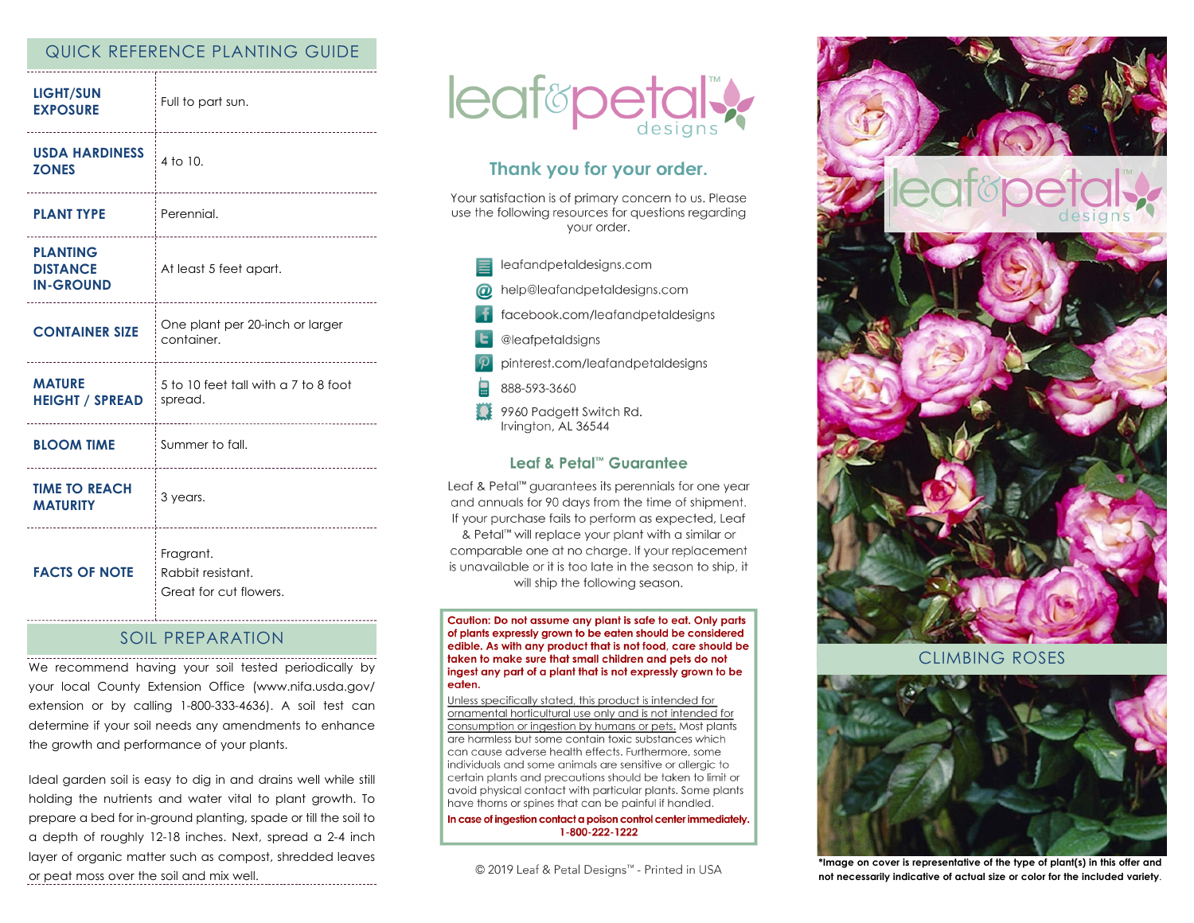## QUICK REFERENCE PLANTING GUIDE

| | |
|---|---|
| **LIGHT/SUN EXPOSURE** | Full to part sun. |
| **USDA HARDINESS ZONES** | 4 to 10. |
| **PLANT TYPE** | Perennial. |
| **PLANTING DISTANCE IN-GROUND** | At least 5 feet apart. |
| **CONTAINER SIZE** | One plant per 20-inch or larger container. |
| **MATURE HEIGHT / SPREAD** | 5 to 10 feet tall with a 7 to 8 foot spread. |
| **BLOOM TIME** | Summer to fall. |
| **TIME TO REACH MATURITY** | 3 years. |
| **FACTS OF NOTE** | Fragrant.<br>Rabbit resistant.<br>Great for cut flowers. |

## SOIL PREPARATION

We recommend having your soil tested periodically by your local County Extension Office (www.nifa.usda.gov/extension or by calling 1-800-333-4636). A soil test can determine if your soil needs any amendments to enhance the growth and performance of your plants.

Ideal garden soil is easy to dig in and drains well while still holding the nutrients and water vital to plant growth. To prepare a bed for in-ground planting, spade or till the soil to a depth of roughly 12-18 inches. Next, spread a 2-4 inch layer of organic matter such as compost, shredded leaves or peat moss over the soil and mix well.

leaf&petal™ designs

## Thank you for your order.

Your satisfaction is of primary concern to us. Please use the following resources for questions regarding your order.

- leafandpetaldesigns.com
- help@leafandpetaldesigns.com
- facebook.com/leafandpetaldesigns
- @leafpetaldsigns
- pinterest.com/leafandpetaldesigns
- 888-593-3660
- 9960 Padgett Switch Rd.
  Irvington, AL 36544

### Leaf & Petal™ Guarantee

Leaf & Petal™ guarantees its perennials for one year and annuals for 90 days from the time of shipment. If your purchase fails to perform as expected, Leaf & Petal™ will replace your plant with a similar or comparable one at no charge. If your replacement is unavailable or it is too late in the season to ship, it will ship the following season.

**Caution: Do not assume any plant is safe to eat. Only parts of plants expressly grown to be eaten should be considered edible. As with any product that is not food, care should be taken to make sure that small children and pets do not ingest any part of a plant that is not expressly grown to be eaten.**

Unless specifically stated, this product is intended for ornamental horticultural use only and is not intended for consumption or ingestion by humans or pets. Most plants are harmless but some contain toxic substances which can cause adverse health effects. Furthermore, some individuals and some animals are sensitive or allergic to certain plants and precautions should be taken to limit or avoid physical contact with particular plants. Some plants have thorns or spines that can be painful if handled.

**In case of ingestion contact a poison control center immediately. 1-800-222-1222**

© 2019 Leaf & Petal Designs™ - Printed in USA

leaf&petal™ designs

## CLIMBING ROSES

**\*Image on cover is representative of the type of plant(s) in this offer and not necessarily indicative of actual size or color for the included variety.**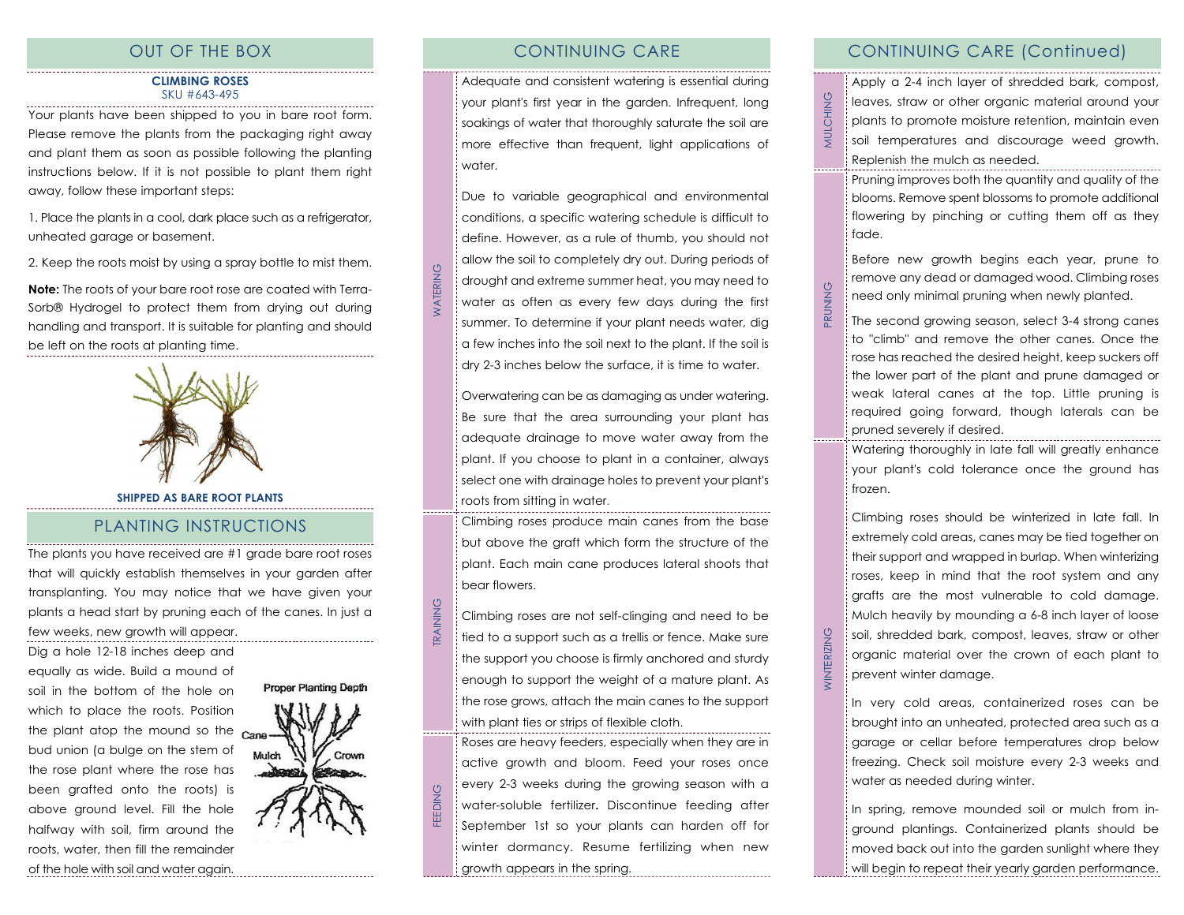## OUT OF THE BOX

**CLIMBING ROSES**
SKU #643-495

Your plants have been shipped to you in bare root form. Please remove the plants from the packaging right away and plant them as soon as possible following the planting instructions below. If it is not possible to plant them right away, follow these important steps:

1. Place the plants in a cool, dark place such as a refrigerator, unheated garage or basement.

2. Keep the roots moist by using a spray bottle to mist them.

**Note:** The roots of your bare root rose are coated with Terra-Sorb® Hydrogel to protect them from drying out during handling and transport. It is suitable for planting and should be left on the roots at planting time.

**SHIPPED AS BARE ROOT PLANTS**

## PLANTING INSTRUCTIONS

The plants you have received are #1 grade bare root roses that will quickly establish themselves in your garden after transplanting. You may notice that we have given your plants a head start by pruning each of the canes. In just a few weeks, new growth will appear.

Dig a hole 12-18 inches deep and equally as wide. Build a mound of soil in the bottom of the hole on which to place the roots. Position the plant atop the mound so the bud union (a bulge on the stem of the rose plant where the rose has been grafted onto the roots) is above ground level. Fill the hole halfway with soil, firm around the roots, water, then fill the remainder of the hole with soil and water again.

Proper Planting Depth
Cane
Mulch
Crown

## CONTINUING CARE

### WATERING

Adequate and consistent watering is essential during your plant's first year in the garden. Infrequent, long soakings of water that thoroughly saturate the soil are more effective than frequent, light applications of water.

Due to variable geographical and environmental conditions, a specific watering schedule is difficult to define. However, as a rule of thumb, you should not allow the soil to completely dry out. During periods of drought and extreme summer heat, you may need to water as often as every few days during the first summer. To determine if your plant needs water, dig a few inches into the soil next to the plant. If the soil is dry 2-3 inches below the surface, it is time to water.

Overwatering can be as damaging as under watering. Be sure that the area surrounding your plant has adequate drainage to move water away from the plant. If you choose to plant in a container, always select one with drainage holes to prevent your plant's roots from sitting in water.

### TRAINING

Climbing roses produce main canes from the base but above the graft which form the structure of the plant. Each main cane produces lateral shoots that bear flowers.

Climbing roses are not self-clinging and need to be tied to a support such as a trellis or fence. Make sure the support you choose is firmly anchored and sturdy enough to support the weight of a mature plant. As the rose grows, attach the main canes to the support with plant ties or strips of flexible cloth.

### FEEDING

Roses are heavy feeders, especially when they are in active growth and bloom. Feed your roses once every 2-3 weeks during the growing season with a water-soluble fertilizer. Discontinue feeding after September 1st so your plants can harden off for winter dormancy. Resume fertilizing when new growth appears in the spring.

## CONTINUING CARE (Continued)

### MULCHING

Apply a 2-4 inch layer of shredded bark, compost, leaves, straw or other organic material around your plants to promote moisture retention, maintain even soil temperatures and discourage weed growth. Replenish the mulch as needed.

### PRUNING

Pruning improves both the quantity and quality of the blooms. Remove spent blossoms to promote additional flowering by pinching or cutting them off as they fade.

Before new growth begins each year, prune to remove any dead or damaged wood. Climbing roses need only minimal pruning when newly planted.

The second growing season, select 3-4 strong canes to "climb" and remove the other canes. Once the rose has reached the desired height, keep suckers off the lower part of the plant and prune damaged or weak lateral canes at the top. Little pruning is required going forward, though laterals can be pruned severely if desired.

### WINTERIZING

Watering thoroughly in late fall will greatly enhance your plant's cold tolerance once the ground has frozen.

Climbing roses should be winterized in late fall. In extremely cold areas, canes may be tied together on their support and wrapped in burlap. When winterizing roses, keep in mind that the root system and any grafts are the most vulnerable to cold damage. Mulch heavily by mounding a 6-8 inch layer of loose soil, shredded bark, compost, leaves, straw or other organic material over the crown of each plant to prevent winter damage.

In very cold areas, containerized roses can be brought into an unheated, protected area such as a garage or cellar before temperatures drop below freezing. Check soil moisture every 2-3 weeks and water as needed during winter.

In spring, remove mounded soil or mulch from in-ground plantings. Containerized plants should be moved back out into the garden sunlight where they will begin to repeat their yearly garden performance.